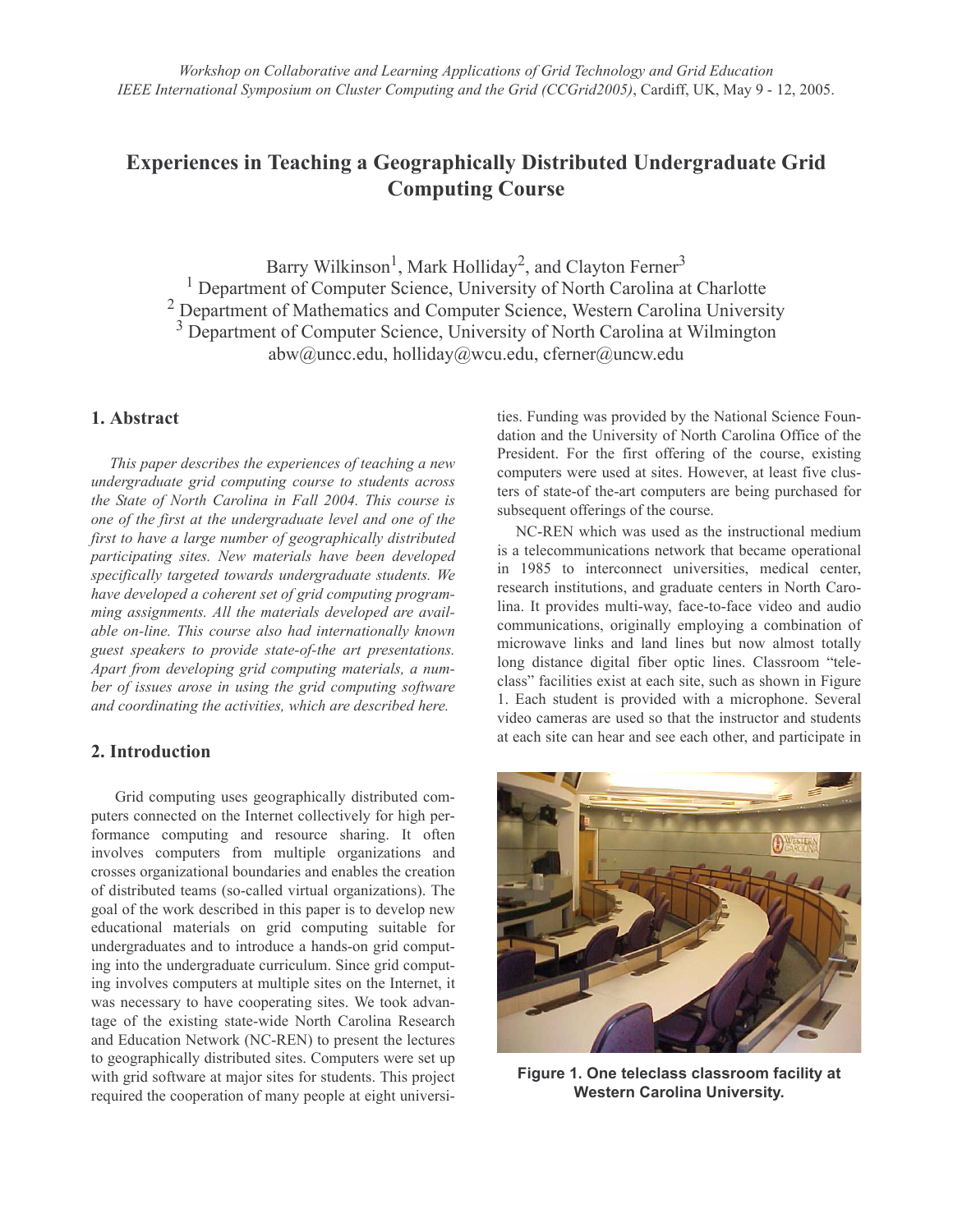*Workshop on Collaborative and Learning Applications of Grid Technology and Grid Education*
*IEEE International Symposium on Cluster Computing and the Grid (CCGrid2005)*, Cardiff, UK, May 9 - 12, 2005.

# Experiences in Teaching a Geographically Distributed Undergraduate Grid Computing Course

Barry Wilkinson[1], Mark Holliday[2], and Clayton Ferner[3]

[1] Department of Computer Science, University of North Carolina at Charlotte
[2] Department of Mathematics and Computer Science, Western Carolina University
[3] Department of Computer Science, University of North Carolina at Wilmington
abw@uncc.edu, holliday@wcu.edu, cferner@uncw.edu

## 1. Abstract

*This paper describes the experiences of teaching a new undergraduate grid computing course to students across the State of North Carolina in Fall 2004. This course is one of the first at the undergraduate level and one of the first to have a large number of geographically distributed participating sites. New materials have been developed specifically targeted towards undergraduate students. We have developed a coherent set of grid computing programming assignments. All the materials developed are available on-line. This course also had internationally known guest speakers to provide state-of-the art presentations. Apart from developing grid computing materials, a number of issues arose in using the grid computing software and coordinating the activities, which are described here.*

## 2. Introduction

Grid computing uses geographically distributed computers connected on the Internet collectively for high performance computing and resource sharing. It often involves computers from multiple organizations and crosses organizational boundaries and enables the creation of distributed teams (so-called virtual organizations). The goal of the work described in this paper is to develop new educational materials on grid computing suitable for undergraduates and to introduce a hands-on grid computing into the undergraduate curriculum. Since grid computing involves computers at multiple sites on the Internet, it was necessary to have cooperating sites. We took advantage of the existing state-wide North Carolina Research and Education Network (NC-REN) to present the lectures to geographically distributed sites. Computers were set up with grid software at major sites for students. This project required the cooperation of many people at eight universities. Funding was provided by the National Science Foundation and the University of North Carolina Office of the President. For the first offering of the course, existing computers were used at sites. However, at least five clusters of state-of-the-art computers are being purchased for subsequent offerings of the course.

NC-REN which was used as the instructional medium is a telecommunications network that became operational in 1985 to interconnect universities, medical center, research institutions, and graduate centers in North Carolina. It provides multi-way, face-to-face video and audio communications, originally employing a combination of microwave links and land lines but now almost totally long distance digital fiber optic lines. Classroom "teleclass" facilities exist at each site, such as shown in Figure 1. Each student is provided with a microphone. Several video cameras are used so that the instructor and students at each site can hear and see each other, and participate in

**Figure 1. One teleclass classroom facility at Western Carolina University.**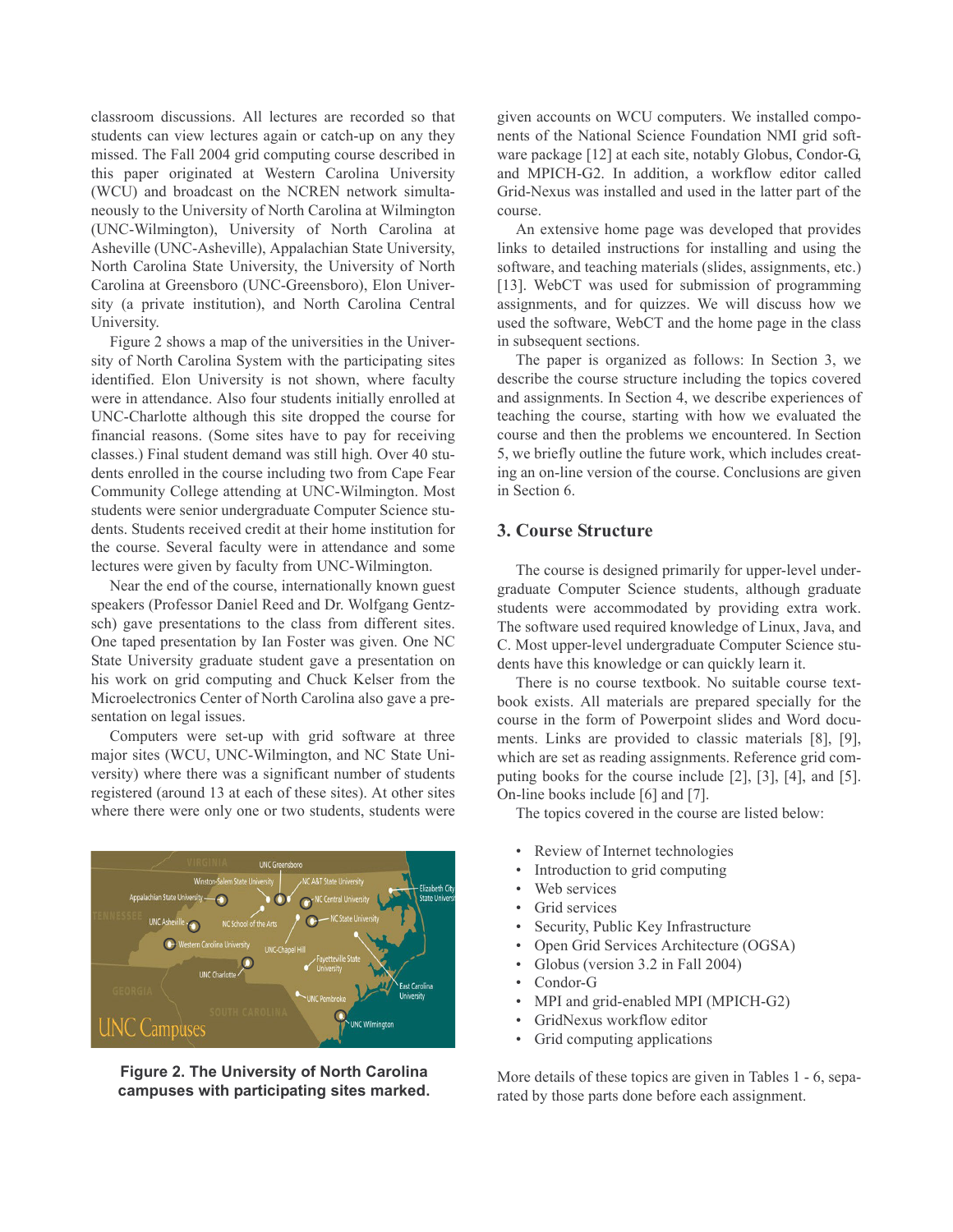classroom discussions. All lectures are recorded so that students can view lectures again or catch-up on any they missed. The Fall 2004 grid computing course described in this paper originated at Western Carolina University (WCU) and broadcast on the NCREN network simultaneously to the University of North Carolina at Wilmington (UNC-Wilmington), University of North Carolina at Asheville (UNC-Asheville), Appalachian State University, North Carolina State University, the University of North Carolina at Greensboro (UNC-Greensboro), Elon University (a private institution), and North Carolina Central University.

Figure 2 shows a map of the universities in the University of North Carolina System with the participating sites identified. Elon University is not shown, where faculty were in attendance. Also four students initially enrolled at UNC-Charlotte although this site dropped the course for financial reasons. (Some sites have to pay for receiving classes.) Final student demand was still high. Over 40 students enrolled in the course including two from Cape Fear Community College attending at UNC-Wilmington. Most students were senior undergraduate Computer Science students. Students received credit at their home institution for the course. Several faculty were in attendance and some lectures were given by faculty from UNC-Wilmington.

Near the end of the course, internationally known guest speakers (Professor Daniel Reed and Dr. Wolfgang Gentzsch) gave presentations to the class from different sites. One taped presentation by Ian Foster was given. One NC State University graduate student gave a presentation on his work on grid computing and Chuck Kelser from the Microelectronics Center of North Carolina also gave a presentation on legal issues.

Computers were set-up with grid software at three major sites (WCU, UNC-Wilmington, and NC State University) where there was a significant number of students registered (around 13 at each of these sites). At other sites where there were only one or two students, students were given accounts on WCU computers. We installed components of the National Science Foundation NMI grid software package [12] at each site, notably Globus, Condor-G, and MPICH-G2. In addition, a workflow editor called Grid-Nexus was installed and used in the latter part of the course.

**Figure 2. The University of North Carolina campuses with participating sites marked.**

An extensive home page was developed that provides links to detailed instructions for installing and using the software, and teaching materials (slides, assignments, etc.) [13]. WebCT was used for submission of programming assignments, and for quizzes. We will discuss how we used the software, WebCT and the home page in the class in subsequent sections.

The paper is organized as follows: In Section 3, we describe the course structure including the topics covered and assignments. In Section 4, we describe experiences of teaching the course, starting with how we evaluated the course and then the problems we encountered. In Section 5, we briefly outline the future work, which includes creating an on-line version of the course. Conclusions are given in Section 6.

## 3. Course Structure

The course is designed primarily for upper-level undergraduate Computer Science students, although graduate students were accommodated by providing extra work. The software used required knowledge of Linux, Java, and C. Most upper-level undergraduate Computer Science students have this knowledge or can quickly learn it.

There is no course textbook. No suitable course textbook exists. All materials are prepared specially for the course in the form of Powerpoint slides and Word documents. Links are provided to classic materials [8], [9], which are set as reading assignments. Reference grid computing books for the course include [2], [3], [4], and [5]. On-line books include [6] and [7].

The topics covered in the course are listed below:

- Review of Internet technologies
- Introduction to grid computing
- Web services
- Grid services
- Security, Public Key Infrastructure
- Open Grid Services Architecture (OGSA)
- Globus (version 3.2 in Fall 2004)
- Condor-G
- MPI and grid-enabled MPI (MPICH-G2)
- GridNexus workflow editor
- Grid computing applications

More details of these topics are given in Tables 1 - 6, separated by those parts done before each assignment.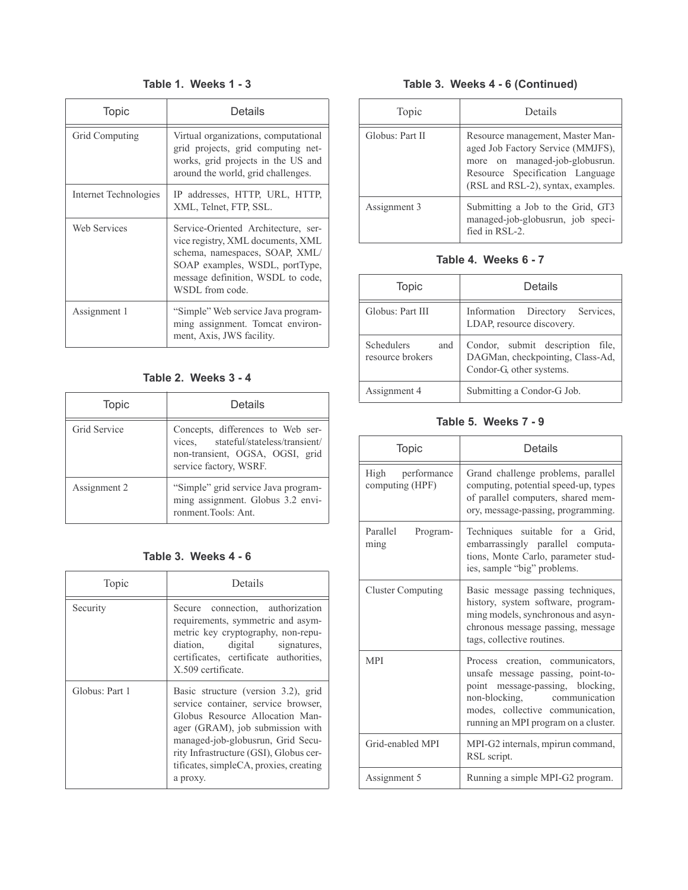**Table 1. Weeks 1 - 3**

| Topic | Details |
|---|---|
| Grid Computing | Virtual organizations, computational grid projects, grid computing networks, grid projects in the US and around the world, grid challenges. |
| Internet Technologies | IP addresses, HTTP, URL, HTTP, XML, Telnet, FTP, SSL. |
| Web Services | Service-Oriented Architecture, service registry, XML documents, XML schema, namespaces, SOAP, XML/SOAP examples, WSDL, portType, message definition, WSDL to code, WSDL from code. |
| Assignment 1 | “Simple” Web service Java programming assignment. Tomcat environment, Axis, JWS facility. |

**Table 2. Weeks 3 - 4**

| Topic | Details |
|---|---|
| Grid Service | Concepts, differences to Web services, stateful/stateless/transient/non-transient, OGSA, OGSI, grid service factory, WSRF. |
| Assignment 2 | “Simple” grid service Java programming assignment. Globus 3.2 environment.Tools: Ant. |

**Table 3. Weeks 4 - 6**

| Topic | Details |
|---|---|
| Security | Secure connection, authorization requirements, symmetric and asymmetric key cryptography, non-repudiation, digital signatures, certificates, certificate authorities, X.509 certificate. |
| Globus: Part 1 | Basic structure (version 3.2), grid service container, service browser, Globus Resource Allocation Manager (GRAM), job submission with managed-job-globusrun, Grid Security Infrastructure (GSI), Globus certificates, simpleCA, proxies, creating a proxy. |

**Table 3. Weeks 4 - 6 (Continued)**

| Topic | Details |
|---|---|
| Globus: Part II | Resource management, Master Managed Job Factory Service (MMJFS), more on managed-job-globusrun. Resource Specification Language (RSL and RSL-2), syntax, examples. |
| Assignment 3 | Submitting a Job to the Grid, GT3 managed-job-globusrun, job specified in RSL-2. |

**Table 4. Weeks 6 - 7**

| Topic | Details |
|---|---|
| Globus: Part III | Information Directory Services, LDAP, resource discovery. |
| Schedulers and resource brokers | Condor, submit description file, DAGMan, checkpointing, Class-Ad, Condor-G, other systems. |
| Assignment 4 | Submitting a Condor-G Job. |

**Table 5. Weeks 7 - 9**

| Topic | Details |
|---|---|
| High performance computing (HPF) | Grand challenge problems, parallel computing, potential speed-up, types of parallel computers, shared memory, message-passing, programming. |
| Parallel Programming | Techniques suitable for a Grid, embarrassingly parallel computations, Monte Carlo, parameter studies, sample “big” problems. |
| Cluster Computing | Basic message passing techniques, history, system software, programming models, synchronous and asynchronous message passing, message tags, collective routines. |
| MPI | Process creation, communicators, unsafe message passing, point-to-point message-passing, blocking, non-blocking, communication modes, collective communication, running an MPI program on a cluster. |
| Grid-enabled MPI | MPI-G2 internals, mpirun command, RSL script. |
| Assignment 5 | Running a simple MPI-G2 program. |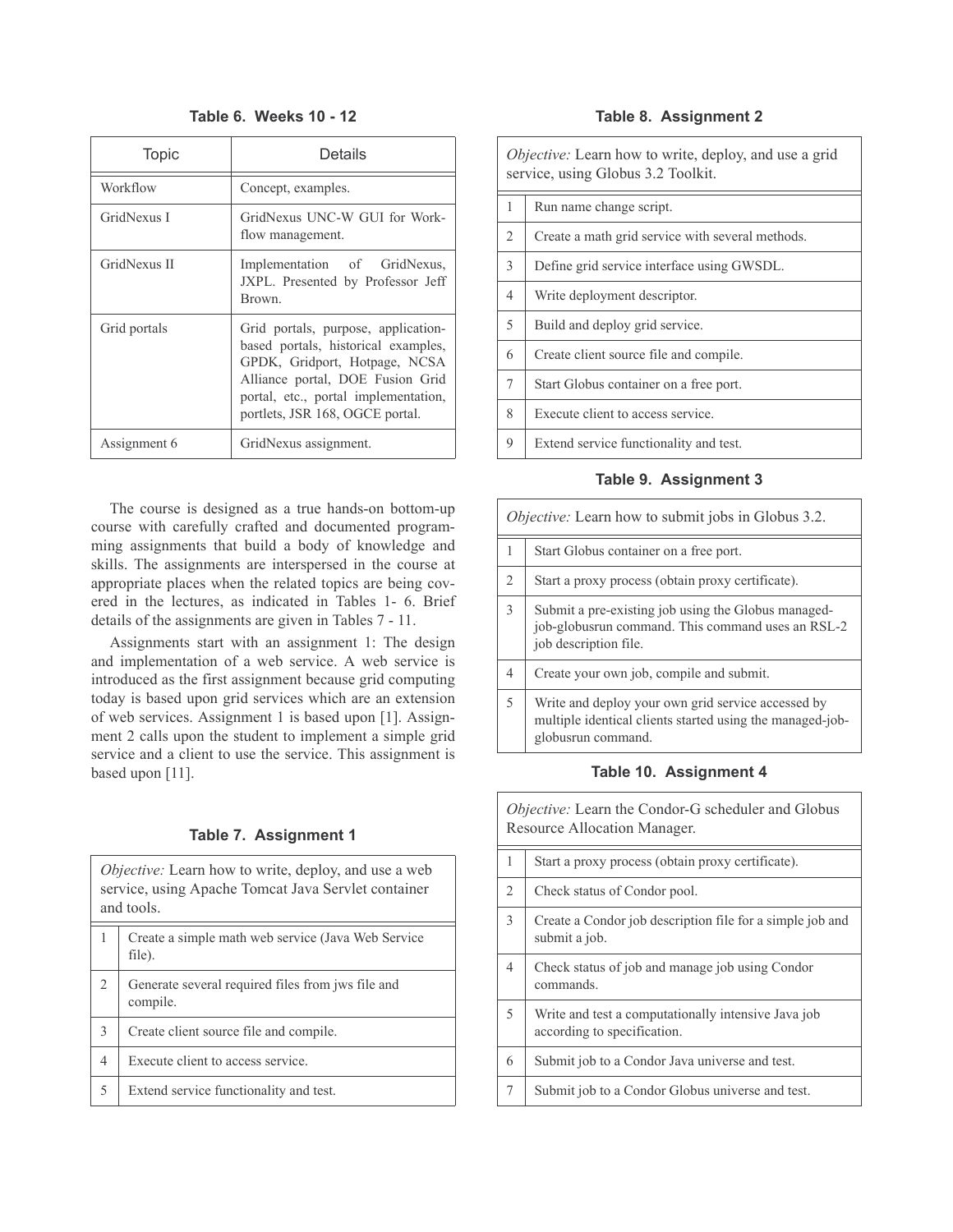**Table 6. Weeks 10 - 12**

| Topic | Details |
| --- | --- |
| Workflow | Concept, examples. |
| GridNexus I | GridNexus UNC-W GUI for Workflow management. |
| GridNexus II | Implementation of GridNexus, JXPL. Presented by Professor Jeff Brown. |
| Grid portals | Grid portals, purpose, application-based portals, historical examples, GPDK, Gridport, Hotpage, NCSA Alliance portal, DOE Fusion Grid portal, etc., portal implementation, portlets, JSR 168, OGCE portal. |
| Assignment 6 | GridNexus assignment. |

The course is designed as a true hands-on bottom-up course with carefully crafted and documented programming assignments that build a body of knowledge and skills. The assignments are interspersed in the course at appropriate places when the related topics are being covered in the lectures, as indicated in Tables 1- 6. Brief details of the assignments are given in Tables 7 - 11.

Assignments start with an assignment 1: The design and implementation of a web service. A web service is introduced as the first assignment because grid computing today is based upon grid services which are an extension of web services. Assignment 1 is based upon [1]. Assignment 2 calls upon the student to implement a simple grid service and a client to use the service. This assignment is based upon [11].

**Table 7. Assignment 1**

| *Objective:* Learn how to write, deploy, and use a web service, using Apache Tomcat Java Servlet container and tools. | |
| --- | --- |
| 1 | Create a simple math web service (Java Web Service file). |
| 2 | Generate several required files from jws file and compile. |
| 3 | Create client source file and compile. |
| 4 | Execute client to access service. |
| 5 | Extend service functionality and test. |

**Table 8. Assignment 2**

| *Objective:* Learn how to write, deploy, and use a grid service, using Globus 3.2 Toolkit. | |
| --- | --- |
| 1 | Run name change script. |
| 2 | Create a math grid service with several methods. |
| 3 | Define grid service interface using GWSDL. |
| 4 | Write deployment descriptor. |
| 5 | Build and deploy grid service. |
| 6 | Create client source file and compile. |
| 7 | Start Globus container on a free port. |
| 8 | Execute client to access service. |
| 9 | Extend service functionality and test. |

**Table 9. Assignment 3**

| *Objective:* Learn how to submit jobs in Globus 3.2. | |
| --- | --- |
| 1 | Start Globus container on a free port. |
| 2 | Start a proxy process (obtain proxy certificate). |
| 3 | Submit a pre-existing job using the Globus managed-job-globusrun command. This command uses an RSL-2 job description file. |
| 4 | Create your own job, compile and submit. |
| 5 | Write and deploy your own grid service accessed by multiple identical clients started using the managed-job-globusrun command. |

**Table 10. Assignment 4**

| *Objective:* Learn the Condor-G scheduler and Globus Resource Allocation Manager. | |
| --- | --- |
| 1 | Start a proxy process (obtain proxy certificate). |
| 2 | Check status of Condor pool. |
| 3 | Create a Condor job description file for a simple job and submit a job. |
| 4 | Check status of job and manage job using Condor commands. |
| 5 | Write and test a computationally intensive Java job according to specification. |
| 6 | Submit job to a Condor Java universe and test. |
| 7 | Submit job to a Condor Globus universe and test. |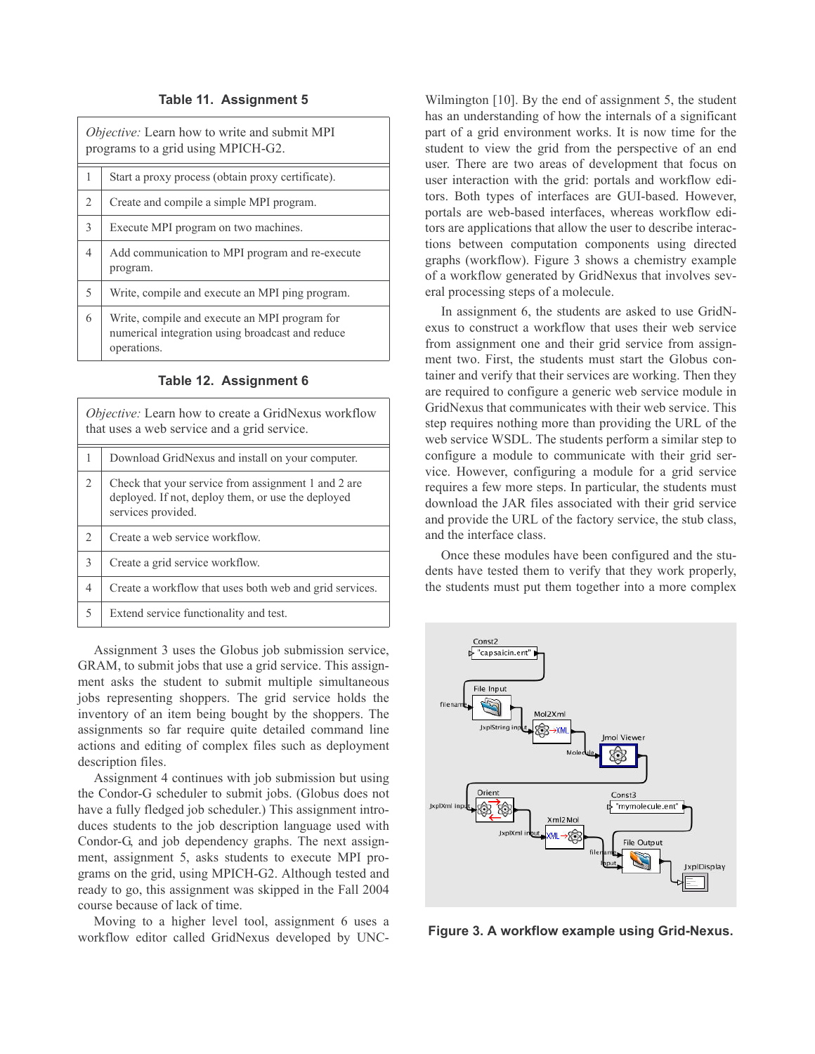**Table 11. Assignment 5**

| *Objective:* Learn how to write and submit MPI programs to a grid using MPICH-G2. | |
|---|---|
| 1 | Start a proxy process (obtain proxy certificate). |
| 2 | Create and compile a simple MPI program. |
| 3 | Execute MPI program on two machines. |
| 4 | Add communication to MPI program and re-execute program. |
| 5 | Write, compile and execute an MPI ping program. |
| 6 | Write, compile and execute an MPI program for numerical integration using broadcast and reduce operations. |

**Table 12. Assignment 6**

| *Objective:* Learn how to create a GridNexus workflow that uses a web service and a grid service. | |
|---|---|
| 1 | Download GridNexus and install on your computer. |
| 2 | Check that your service from assignment 1 and 2 are deployed. If not, deploy them, or use the deployed services provided. |
| 2 | Create a web service workflow. |
| 3 | Create a grid service workflow. |
| 4 | Create a workflow that uses both web and grid services. |
| 5 | Extend service functionality and test. |

Assignment 3 uses the Globus job submission service, GRAM, to submit jobs that use a grid service. This assignment asks the student to submit multiple simultaneous jobs representing shoppers. The grid service holds the inventory of an item being bought by the shoppers. The assignments so far require quite detailed command line actions and editing of complex files such as deployment description files.

Assignment 4 continues with job submission but using the Condor-G scheduler to submit jobs. (Globus does not have a fully fledged job scheduler.) This assignment introduces students to the job description language used with Condor-G, and job dependency graphs. The next assignment, assignment 5, asks students to execute MPI programs on the grid, using MPICH-G2. Although tested and ready to go, this assignment was skipped in the Fall 2004 course because of lack of time.

Moving to a higher level tool, assignment 6 uses a workflow editor called GridNexus developed by UNC-Wilmington [10]. By the end of assignment 5, the student has an understanding of how the internals of a significant part of a grid environment works. It is now time for the student to view the grid from the perspective of an end user. There are two areas of development that focus on user interaction with the grid: portals and workflow editors. Both types of interfaces are GUI-based. However, portals are web-based interfaces, whereas workflow editors are applications that allow the user to describe interactions between computation components using directed graphs (workflow). Figure 3 shows a chemistry example of a workflow generated by GridNexus that involves several processing steps of a molecule.

In assignment 6, the students are asked to use GridNexus to construct a workflow that uses their web service from assignment one and their grid service from assignment two. First, the students must start the Globus container and verify that their services are working. Then they are required to configure a generic web service module in GridNexus that communicates with their web service. This step requires nothing more than providing the URL of the web service WSDL. The students perform a similar step to configure a module to communicate with their grid service. However, configuring a module for a grid service requires a few more steps. In particular, the students must download the JAR files associated with their grid service and provide the URL of the factory service, the stub class, and the interface class.

Once these modules have been configured and the students have tested them to verify that they work properly, the students must put them together into a more complex

**Figure 3. A workflow example using Grid-Nexus.**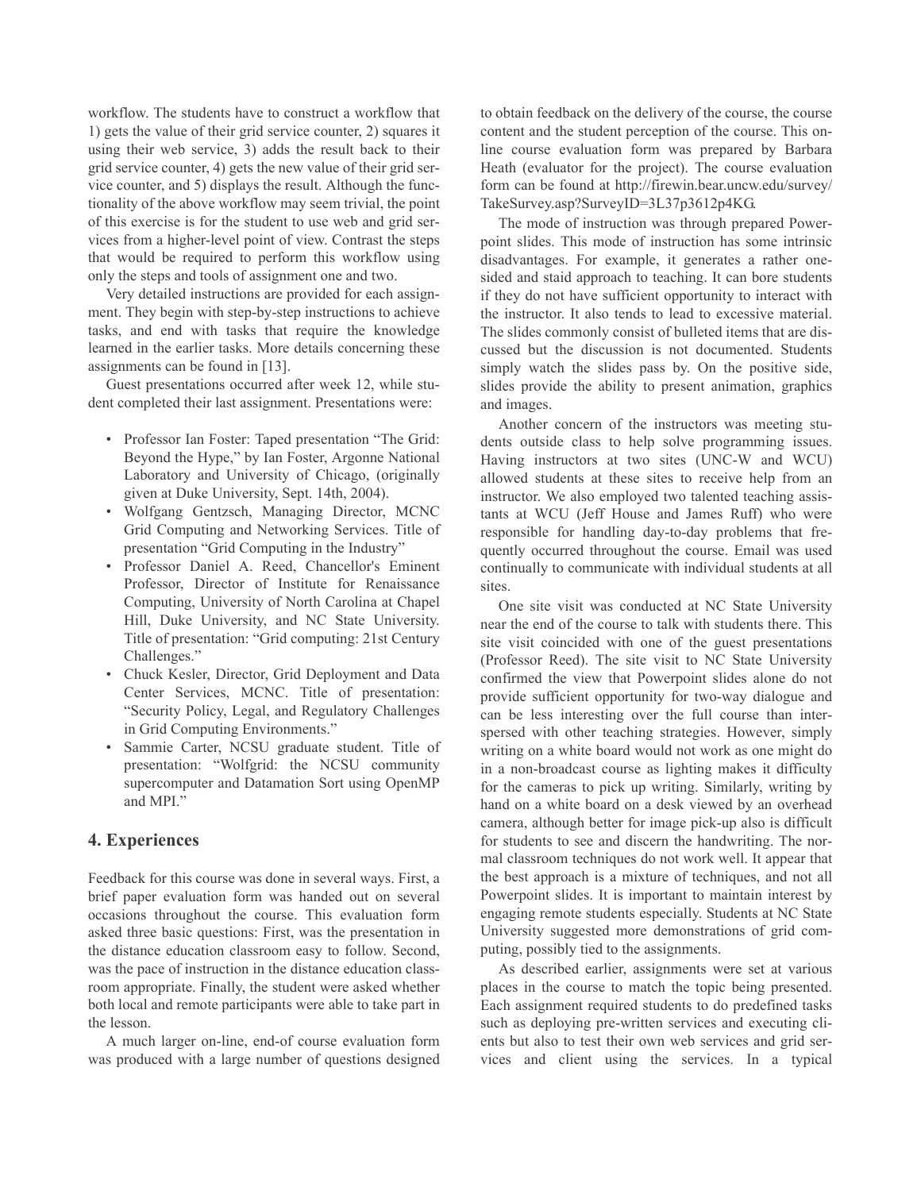workflow. The students have to construct a workflow that 1) gets the value of their grid service counter, 2) squares it using their web service, 3) adds the result back to their grid service counter, 4) gets the new value of their grid service counter, and 5) displays the result. Although the functionality of the above workflow may seem trivial, the point of this exercise is for the student to use web and grid services from a higher-level point of view. Contrast the steps that would be required to perform this workflow using only the steps and tools of assignment one and two.

Very detailed instructions are provided for each assignment. They begin with step-by-step instructions to achieve tasks, and end with tasks that require the knowledge learned in the earlier tasks. More details concerning these assignments can be found in [13].

Guest presentations occurred after week 12, while student completed their last assignment. Presentations were:

- Professor Ian Foster: Taped presentation "The Grid: Beyond the Hype," by Ian Foster, Argonne National Laboratory and University of Chicago, (originally given at Duke University, Sept. 14th, 2004).
- Wolfgang Gentzsch, Managing Director, MCNC Grid Computing and Networking Services. Title of presentation "Grid Computing in the Industry"
- Professor Daniel A. Reed, Chancellor's Eminent Professor, Director of Institute for Renaissance Computing, University of North Carolina at Chapel Hill, Duke University, and NC State University. Title of presentation: "Grid computing: 21st Century Challenges."
- Chuck Kesler, Director, Grid Deployment and Data Center Services, MCNC. Title of presentation: "Security Policy, Legal, and Regulatory Challenges in Grid Computing Environments."
- Sammie Carter, NCSU graduate student. Title of presentation: "Wolfgrid: the NCSU community supercomputer and Datamation Sort using OpenMP and MPI."

## 4. Experiences

Feedback for this course was done in several ways. First, a brief paper evaluation form was handed out on several occasions throughout the course. This evaluation form asked three basic questions: First, was the presentation in the distance education classroom easy to follow. Second, was the pace of instruction in the distance education classroom appropriate. Finally, the student were asked whether both local and remote participants were able to take part in the lesson.

A much larger on-line, end-of course evaluation form was produced with a large number of questions designed to obtain feedback on the delivery of the course, the course content and the student perception of the course. This online course evaluation form was prepared by Barbara Heath (evaluator for the project). The course evaluation form can be found at http://firewin.bear.uncw.edu/survey/TakeSurvey.asp?SurveyID=3L37p3612p4KG.

The mode of instruction was through prepared Powerpoint slides. This mode of instruction has some intrinsic disadvantages. For example, it generates a rather one-sided and staid approach to teaching. It can bore students if they do not have sufficient opportunity to interact with the instructor. It also tends to lead to excessive material. The slides commonly consist of bulleted items that are discussed but the discussion is not documented. Students simply watch the slides pass by. On the positive side, slides provide the ability to present animation, graphics and images.

Another concern of the instructors was meeting students outside class to help solve programming issues. Having instructors at two sites (UNC-W and WCU) allowed students at these sites to receive help from an instructor. We also employed two talented teaching assistants at WCU (Jeff House and James Ruff) who were responsible for handling day-to-day problems that frequently occurred throughout the course. Email was used continually to communicate with individual students at all sites.

One site visit was conducted at NC State University near the end of the course to talk with students there. This site visit coincided with one of the guest presentations (Professor Reed). The site visit to NC State University confirmed the view that Powerpoint slides alone do not provide sufficient opportunity for two-way dialogue and can be less interesting over the full course than interspersed with other teaching strategies. However, simply writing on a white board would not work as one might do in a non-broadcast course as lighting makes it difficulty for the cameras to pick up writing. Similarly, writing by hand on a white board on a desk viewed by an overhead camera, although better for image pick-up also is difficult for students to see and discern the handwriting. The normal classroom techniques do not work well. It appear that the best approach is a mixture of techniques, and not all Powerpoint slides. It is important to maintain interest by engaging remote students especially. Students at NC State University suggested more demonstrations of grid computing, possibly tied to the assignments.

As described earlier, assignments were set at various places in the course to match the topic being presented. Each assignment required students to do predefined tasks such as deploying pre-written services and executing clients but also to test their own web services and grid services and client using the services. In a typical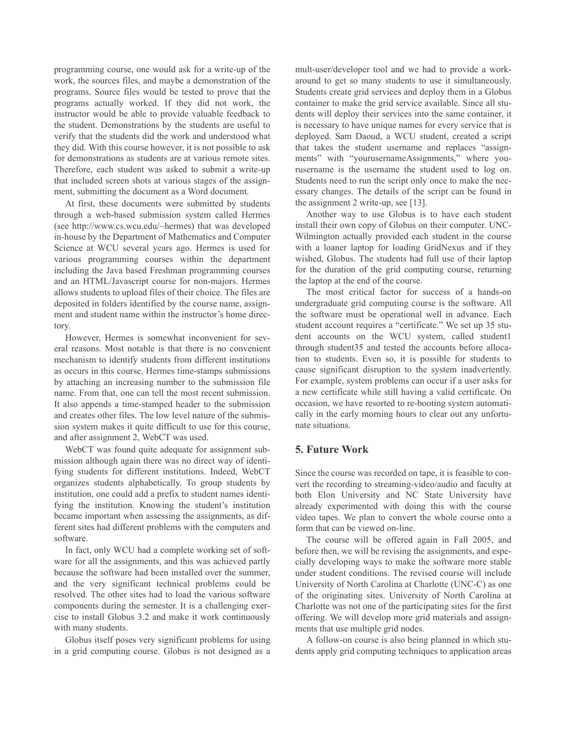programming course, one would ask for a write-up of the work, the sources files, and maybe a demonstration of the programs. Source files would be tested to prove that the programs actually worked. If they did not work, the instructor would be able to provide valuable feedback to the student. Demonstrations by the students are useful to verify that the students did the work and understood what they did. With this course however, it is not possible to ask for demonstrations as students are at various remote sites. Therefore, each student was asked to submit a write-up that included screen shots at various stages of the assignment, submitting the document as a Word document.

At first, these documents were submitted by students through a web-based submission system called Hermes (see http://www.cs.wcu.edu/~hermes) that was developed in-house by the Department of Mathematics and Computer Science at WCU several years ago. Hermes is used for various programming courses within the department including the Java based Freshman programming courses and an HTML/Javascript course for non-majors. Hermes allows students to upload files of their choice. The files are deposited in folders identified by the course name, assignment and student name within the instructor's home directory.

However, Hermes is somewhat inconvenient for several reasons. Most notable is that there is no convenient mechanism to identify students from different institutions as occurs in this course. Hermes time-stamps submissions by attaching an increasing number to the submission file name. From that, one can tell the most recent submission. It also appends a time-stamped header to the submission and creates other files. The low level nature of the submission system makes it quite difficult to use for this course, and after assignment 2, WebCT was used.

WebCT was found quite adequate for assignment submission although again there was no direct way of identifying students for different institutions. Indeed, WebCT organizes students alphabetically. To group students by institution, one could add a prefix to student names identifying the institution. Knowing the student's institution became important when assessing the assignments, as different sites had different problems with the computers and software.

In fact, only WCU had a complete working set of software for all the assignments, and this was achieved partly because the software had been installed over the summer, and the very significant technical problems could be resolved. The other sites had to load the various software components during the semester. It is a challenging exercise to install Globus 3.2 and make it work continuously with many students.

Globus itself poses very significant problems for using in a grid computing course. Globus is not designed as a mult-user/developer tool and we had to provide a workaround to get so many students to use it simultaneously. Students create grid services and deploy them in a Globus container to make the grid service available. Since all students will deploy their services into the same container, it is necessary to have unique names for every service that is deployed. Sam Daoud, a WCU student, created a script that takes the student username and replaces "assignments" with "yourusernameAssignments," where yourusername is the username the student used to log on. Students need to run the script only once to make the necessary changes. The details of the script can be found in the assignment 2 write-up, see [13].

Another way to use Globus is to have each student install their own copy of Globus on their computer. UNC-Wilmington actually provided each student in the course with a loaner laptop for loading GridNexus and if they wished, Globus. The students had full use of their laptop for the duration of the grid computing course, returning the laptop at the end of the course.

The most critical factor for success of a hands-on undergraduate grid computing course is the software. All the software must be operational well in advance. Each student account requires a "certificate." We set up 35 student accounts on the WCU system, called student1 through student35 and tested the accounts before allocation to students. Even so, it is possible for students to cause significant disruption to the system inadvertently. For example, system problems can occur if a user asks for a new certificate while still having a valid certificate. On occasion, we have resorted to re-booting system automatically in the early morning hours to clear out any unfortunate situations.

## 5. Future Work

Since the course was recorded on tape, it is feasible to convert the recording to streaming-video/audio and faculty at both Elon University and NC State University have already experimented with doing this with the course video tapes. We plan to convert the whole course onto a form that can be viewed on-line.

The course will be offered again in Fall 2005, and before then, we will be revising the assignments, and especially developing ways to make the software more stable under student conditions. The revised course will include University of North Carolina at Charlotte (UNC-C) as one of the originating sites. University of North Carolina at Charlotte was not one of the participating sites for the first offering. We will develop more grid materials and assignments that use multiple grid nodes.

A follow-on course is also being planned in which students apply grid computing techniques to application areas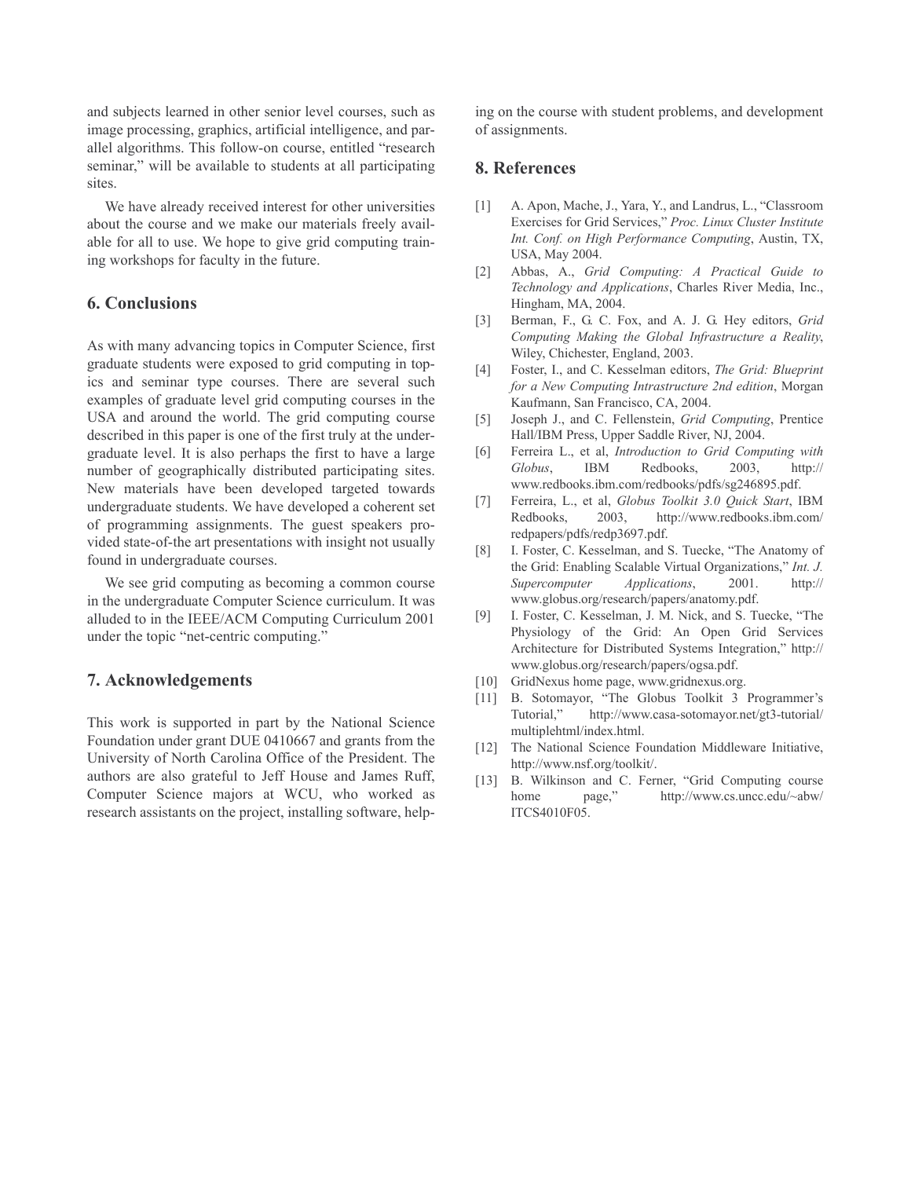and subjects learned in other senior level courses, such as image processing, graphics, artificial intelligence, and parallel algorithms. This follow-on course, entitled "research seminar," will be available to students at all participating sites.

We have already received interest for other universities about the course and we make our materials freely available for all to use. We hope to give grid computing training workshops for faculty in the future.

## 6. Conclusions

As with many advancing topics in Computer Science, first graduate students were exposed to grid computing in topics and seminar type courses. There are several such examples of graduate level grid computing courses in the USA and around the world. The grid computing course described in this paper is one of the first truly at the undergraduate level. It is also perhaps the first to have a large number of geographically distributed participating sites. New materials have been developed targeted towards undergraduate students. We have developed a coherent set of programming assignments. The guest speakers provided state-of-the art presentations with insight not usually found in undergraduate courses.

We see grid computing as becoming a common course in the undergraduate Computer Science curriculum. It was alluded to in the IEEE/ACM Computing Curriculum 2001 under the topic "net-centric computing."

## 7. Acknowledgements

This work is supported in part by the National Science Foundation under grant DUE 0410667 and grants from the University of North Carolina Office of the President. The authors are also grateful to Jeff House and James Ruff, Computer Science majors at WCU, who worked as research assistants on the project, installing software, helping on the course with student problems, and development of assignments.

## 8. References

[1] A. Apon, Mache, J., Yara, Y., and Landrus, L., "Classroom Exercises for Grid Services," *Proc. Linux Cluster Institute Int. Conf. on High Performance Computing*, Austin, TX, USA, May 2004.

[2] Abbas, A., *Grid Computing: A Practical Guide to Technology and Applications*, Charles River Media, Inc., Hingham, MA, 2004.

[3] Berman, F., G. C. Fox, and A. J. G. Hey editors, *Grid Computing Making the Global Infrastructure a Reality*, Wiley, Chichester, England, 2003.

[4] Foster, I., and C. Kesselman editors, *The Grid: Blueprint for a New Computing Intrastructure 2nd edition*, Morgan Kaufmann, San Francisco, CA, 2004.

[5] Joseph J., and C. Fellenstein, *Grid Computing*, Prentice Hall/IBM Press, Upper Saddle River, NJ, 2004.

[6] Ferreira L., et al, *Introduction to Grid Computing with Globus*, IBM Redbooks, 2003, http://www.redbooks.ibm.com/redbooks/pdfs/sg246895.pdf.

[7] Ferreira, L., et al, *Globus Toolkit 3.0 Quick Start*, IBM Redbooks, 2003, http://www.redbooks.ibm.com/redpapers/pdfs/redp3697.pdf.

[8] I. Foster, C. Kesselman, and S. Tuecke, "The Anatomy of the Grid: Enabling Scalable Virtual Organizations," *Int. J. Supercomputer Applications*, 2001. http://www.globus.org/research/papers/anatomy.pdf.

[9] I. Foster, C. Kesselman, J. M. Nick, and S. Tuecke, "The Physiology of the Grid: An Open Grid Services Architecture for Distributed Systems Integration," http://www.globus.org/research/papers/ogsa.pdf.

[10] GridNexus home page, www.gridnexus.org.

[11] B. Sotomayor, "The Globus Toolkit 3 Programmer's Tutorial," http://www.casa-sotomayor.net/gt3-tutorial/multiplehtml/index.html.

[12] The National Science Foundation Middleware Initiative, http://www.nsf.org/toolkit/.

[13] B. Wilkinson and C. Ferner, "Grid Computing course home page," http://www.cs.uncc.edu/~abw/ITCS4010F05.